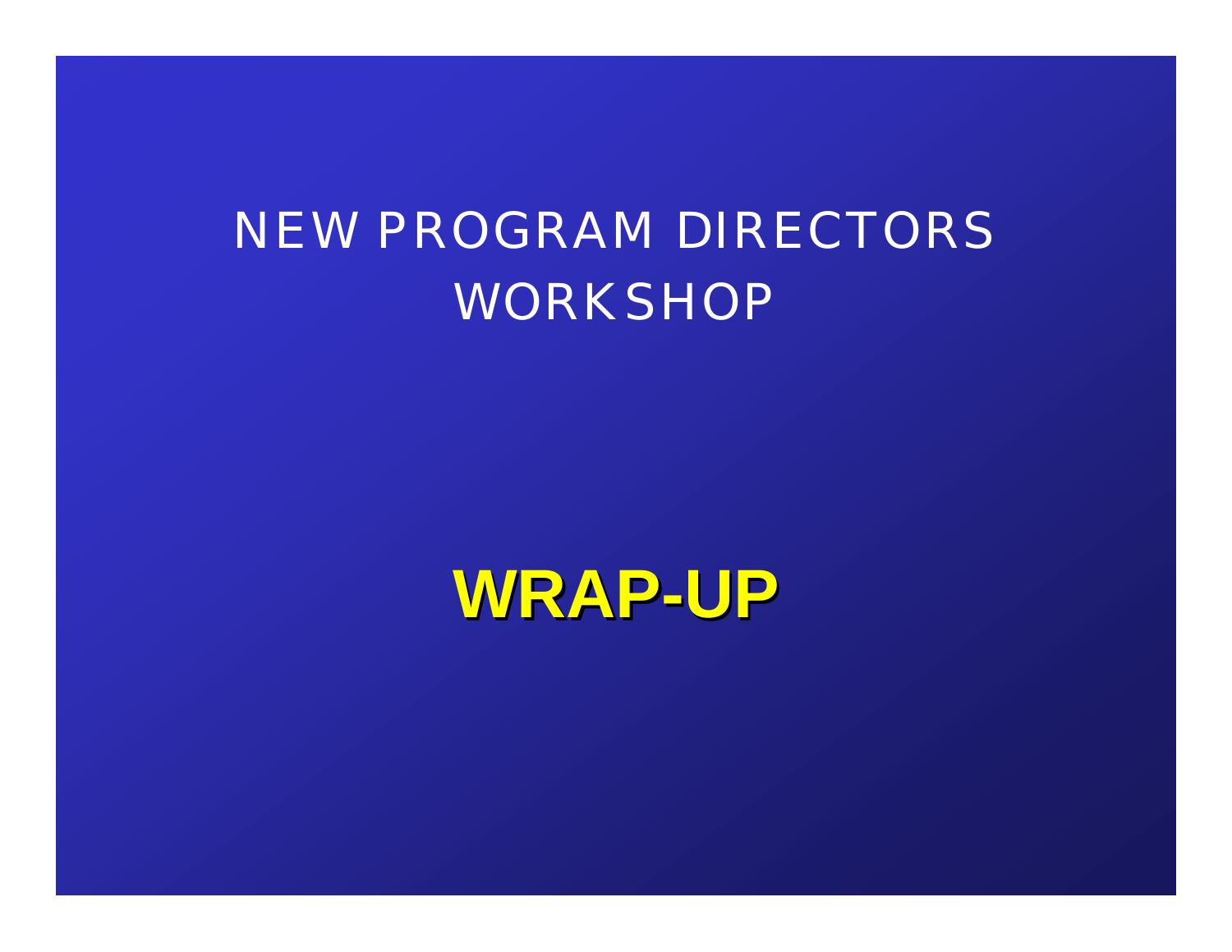# NEW PROGRAM DIRECTORS WORKSHOP

## **WRAP-UP**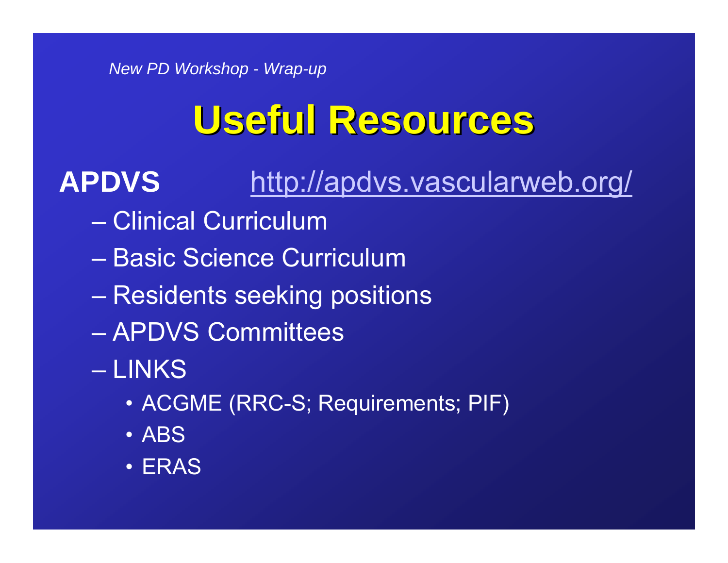*New PD Workshop - Wrap-up*

# Useful Resources

**APDVS** http://apdvs.vascularweb.org/

- Clinical Curriculum
- Basic Science Curriculum
- Residents seeking positions
- APDVS Committees
- LINKS
  - ACGME (RRC-S; Requirements; PIF)
  - ABS
  - ERAS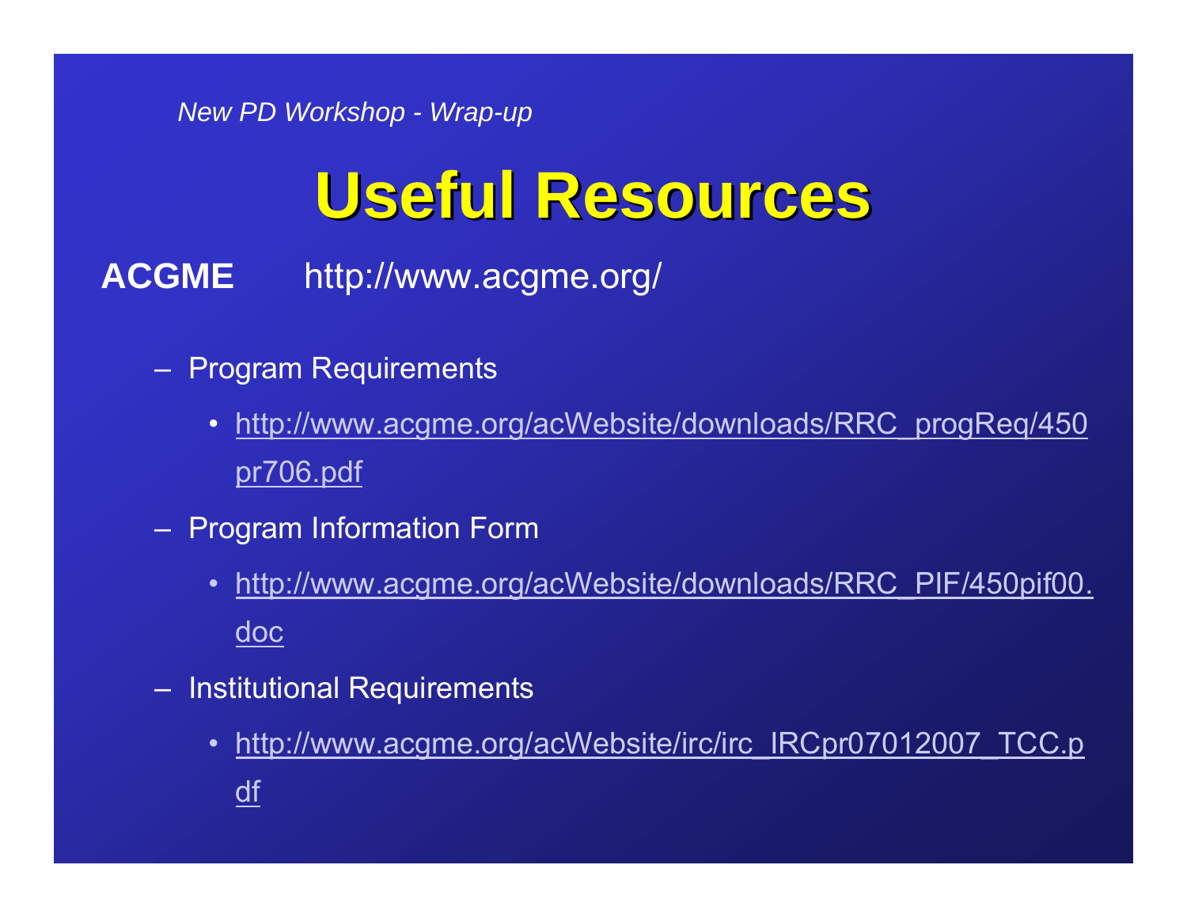*New PD Workshop - Wrap-up*

# Useful Resources

**ACGME** http://www.acgme.org/

- Program Requirements
  - http://www.acgme.org/acWebsite/downloads/RRC_progReq/450pr706.pdf
- Program Information Form
  - http://www.acgme.org/acWebsite/downloads/RRC_PIF/450pif00.doc
- Institutional Requirements
  - http://www.acgme.org/acWebsite/irc/irc_IRCpr07012007_TCC.pdf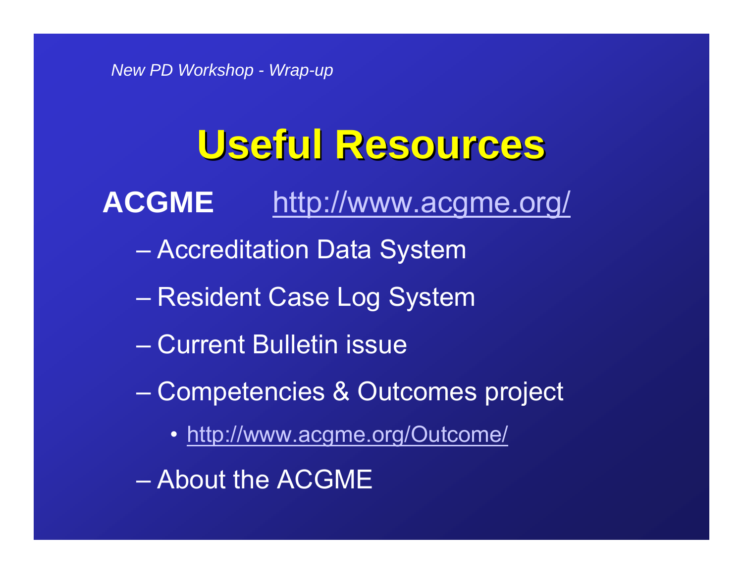# Useful Resources

**ACGME** http://www.acgme.org/

- Accreditation Data System
- Resident Case Log System
- Current Bulletin issue
- Competencies & Outcomes project
  - http://www.acgme.org/Outcome/
- About the ACGME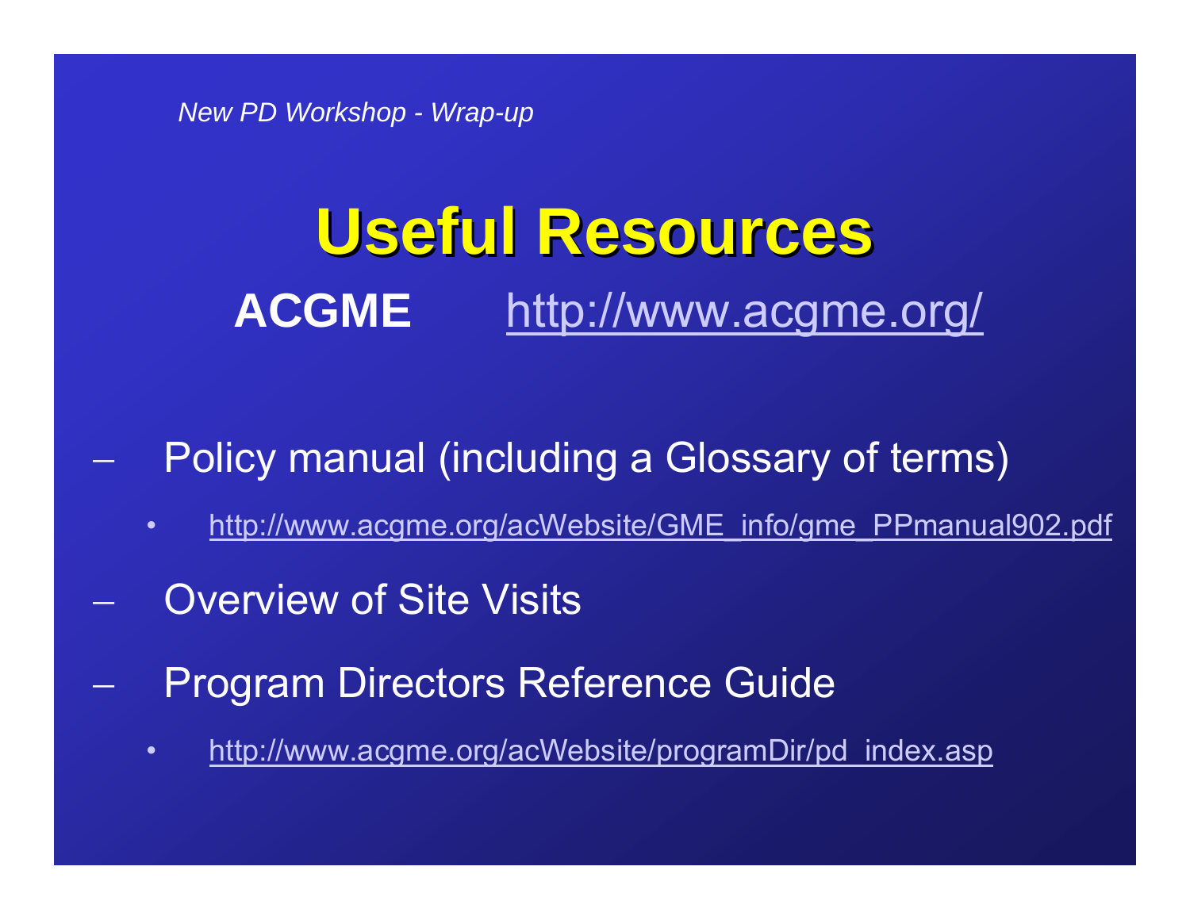*New PD Workshop - Wrap-up*

# Useful Resources

**ACGME** http://www.acgme.org/

- Policy manual (including a Glossary of terms)
  - http://www.acgme.org/acWebsite/GME_info/gme_PPmanual902.pdf
- Overview of Site Visits
- Program Directors Reference Guide
  - http://www.acgme.org/acWebsite/programDir/pd_index.asp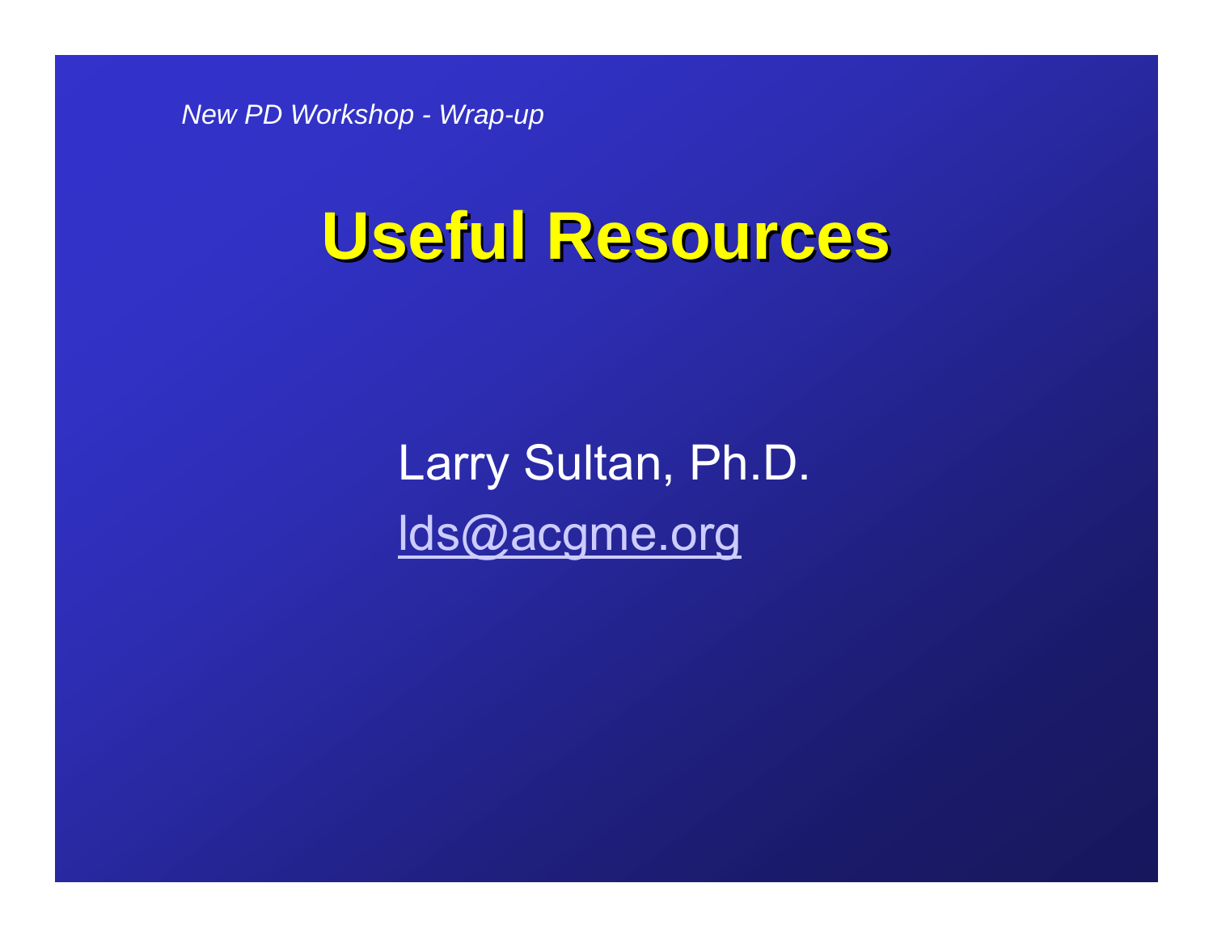*New PD Workshop - Wrap-up*

# Useful Resources

Larry Sultan, Ph.D.

lds@acgme.org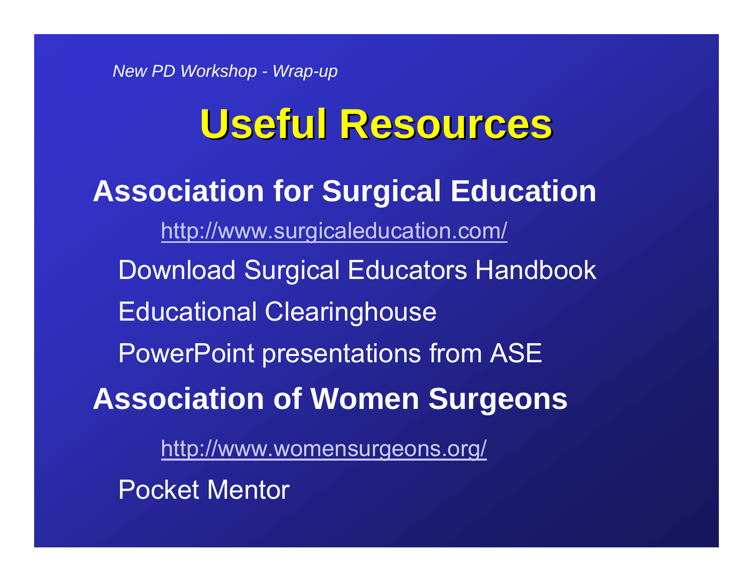*New PD Workshop - Wrap-up*

# Useful Resources

## Association for Surgical Education

http://www.surgicaleducation.com/

Download Surgical Educators Handbook

Educational Clearinghouse

PowerPoint presentations from ASE

## Association of Women Surgeons

http://www.womensurgeons.org/

Pocket Mentor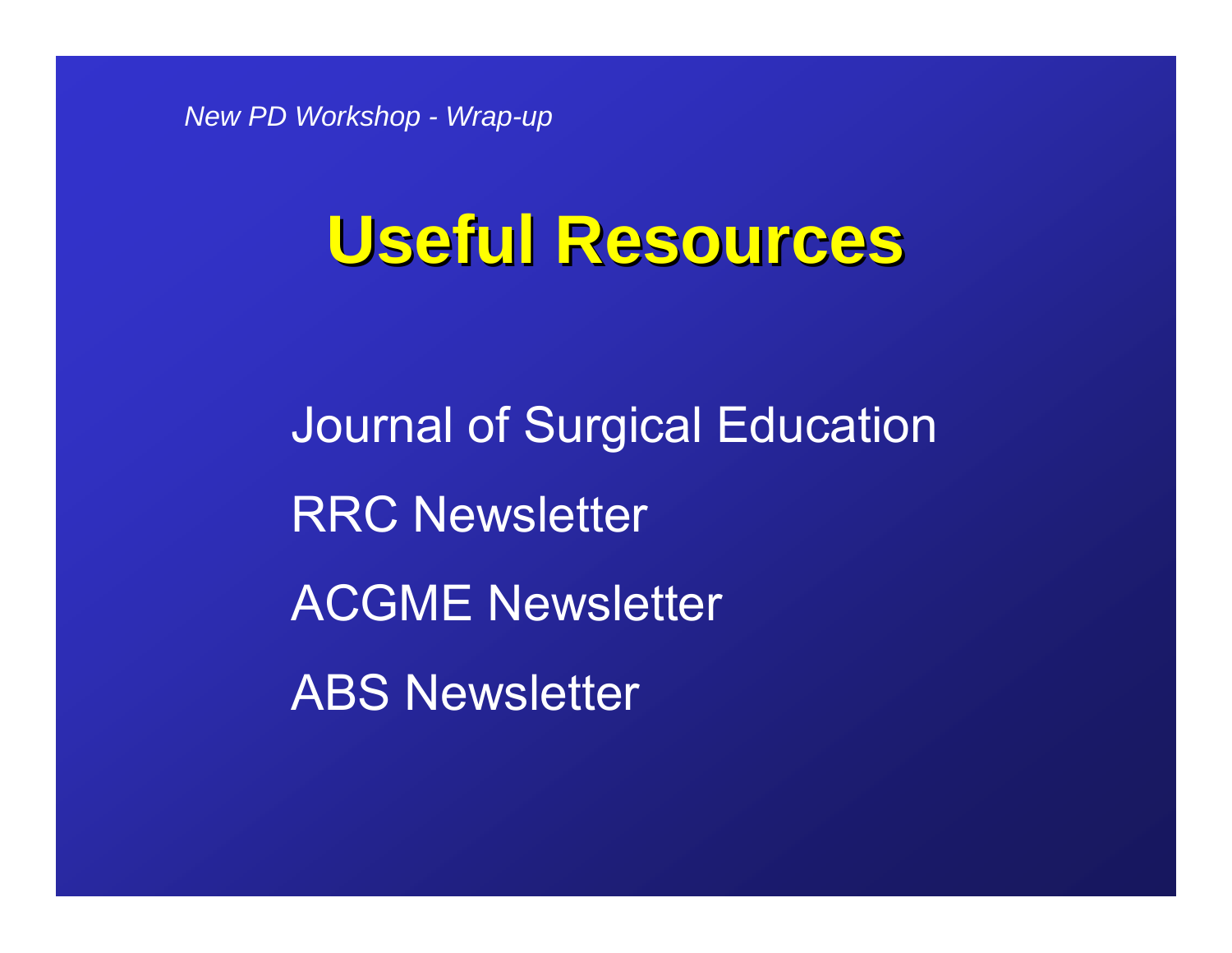*New PD Workshop - Wrap-up*

# Useful Resources

Journal of Surgical Education

RRC Newsletter

ACGME Newsletter

ABS Newsletter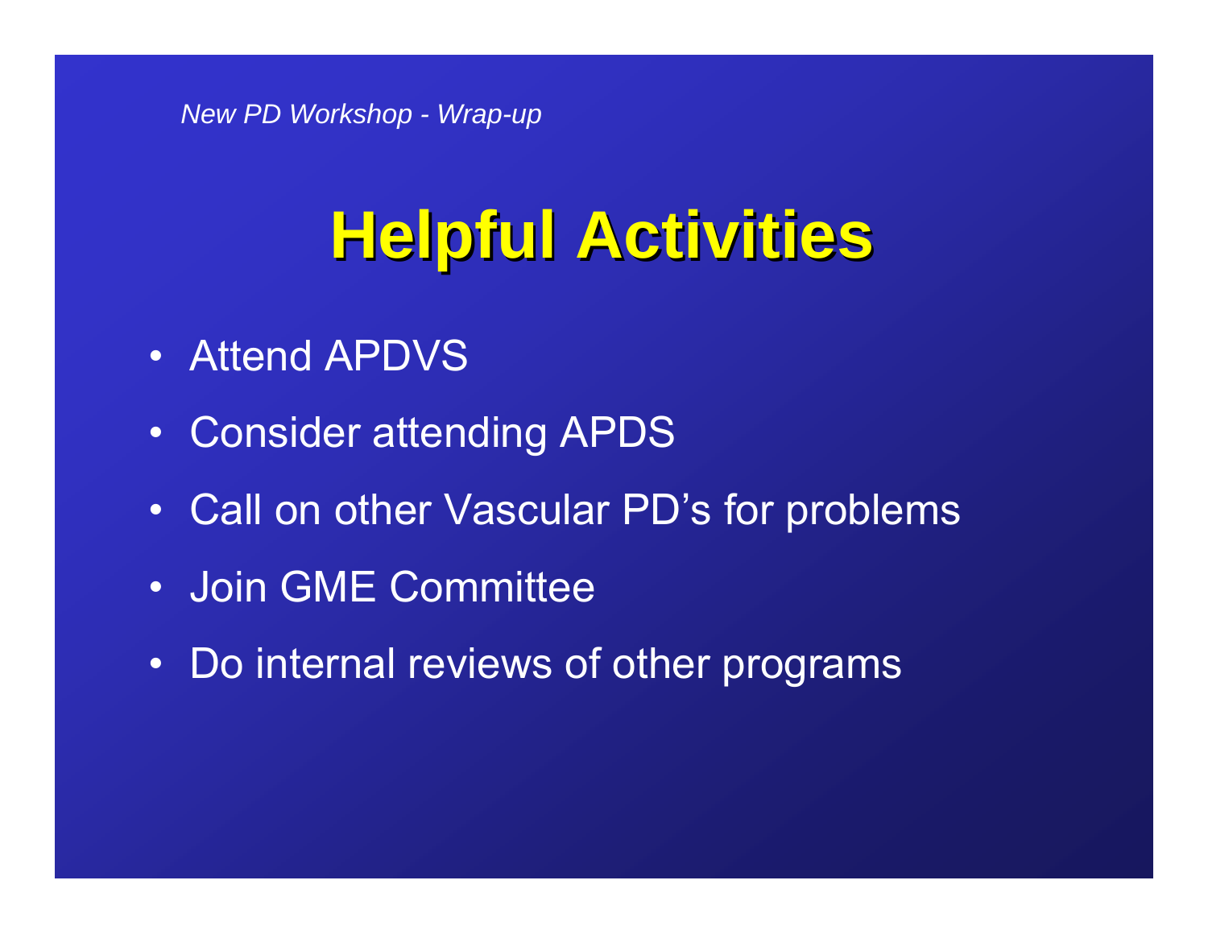# Helpful Activities

- Attend APDVS
- Consider attending APDS
- Call on other Vascular PD's for problems
- Join GME Committee
- Do internal reviews of other programs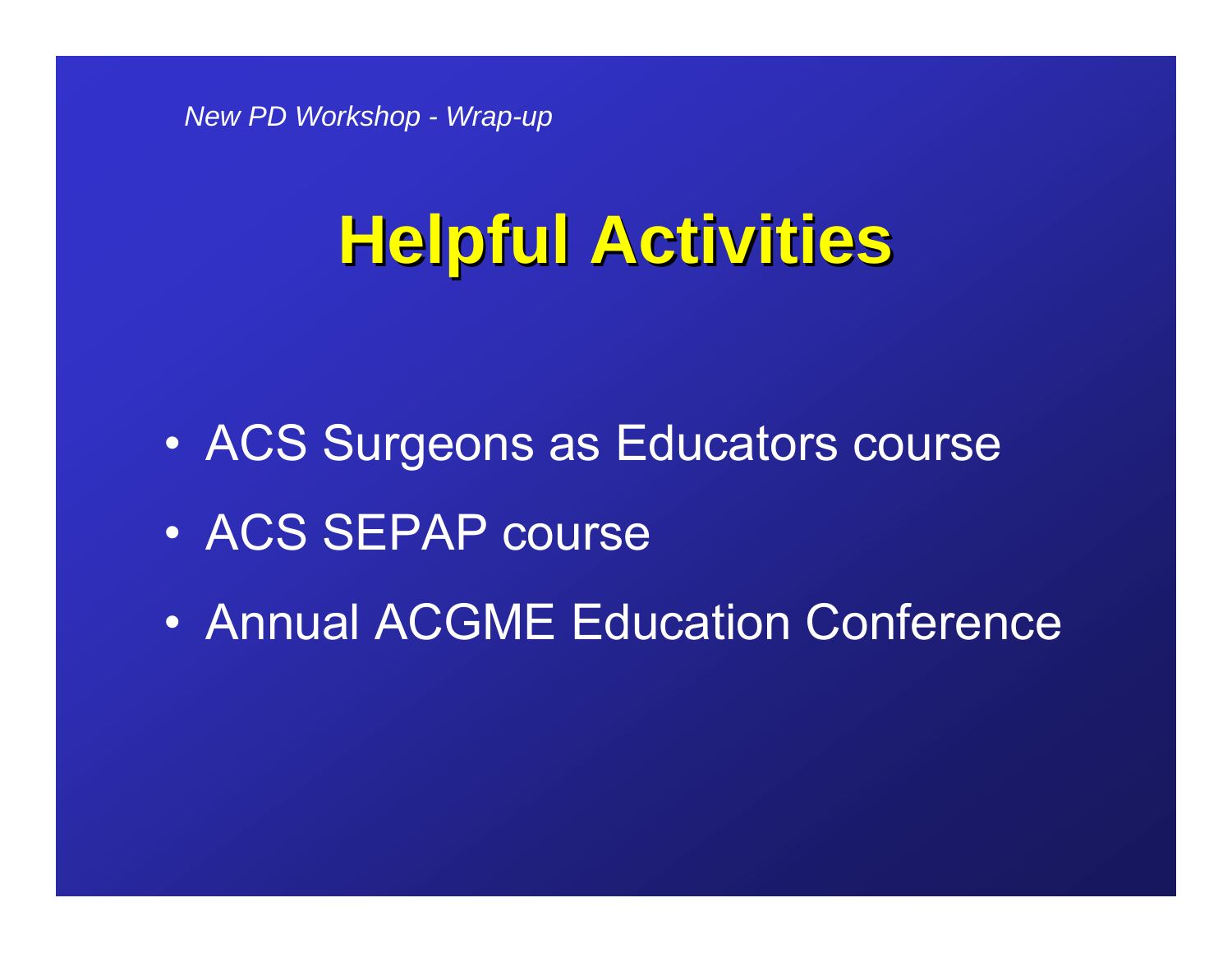# Helpful Activities

- ACS Surgeons as Educators course
- ACS SEPAP course
- Annual ACGME Education Conference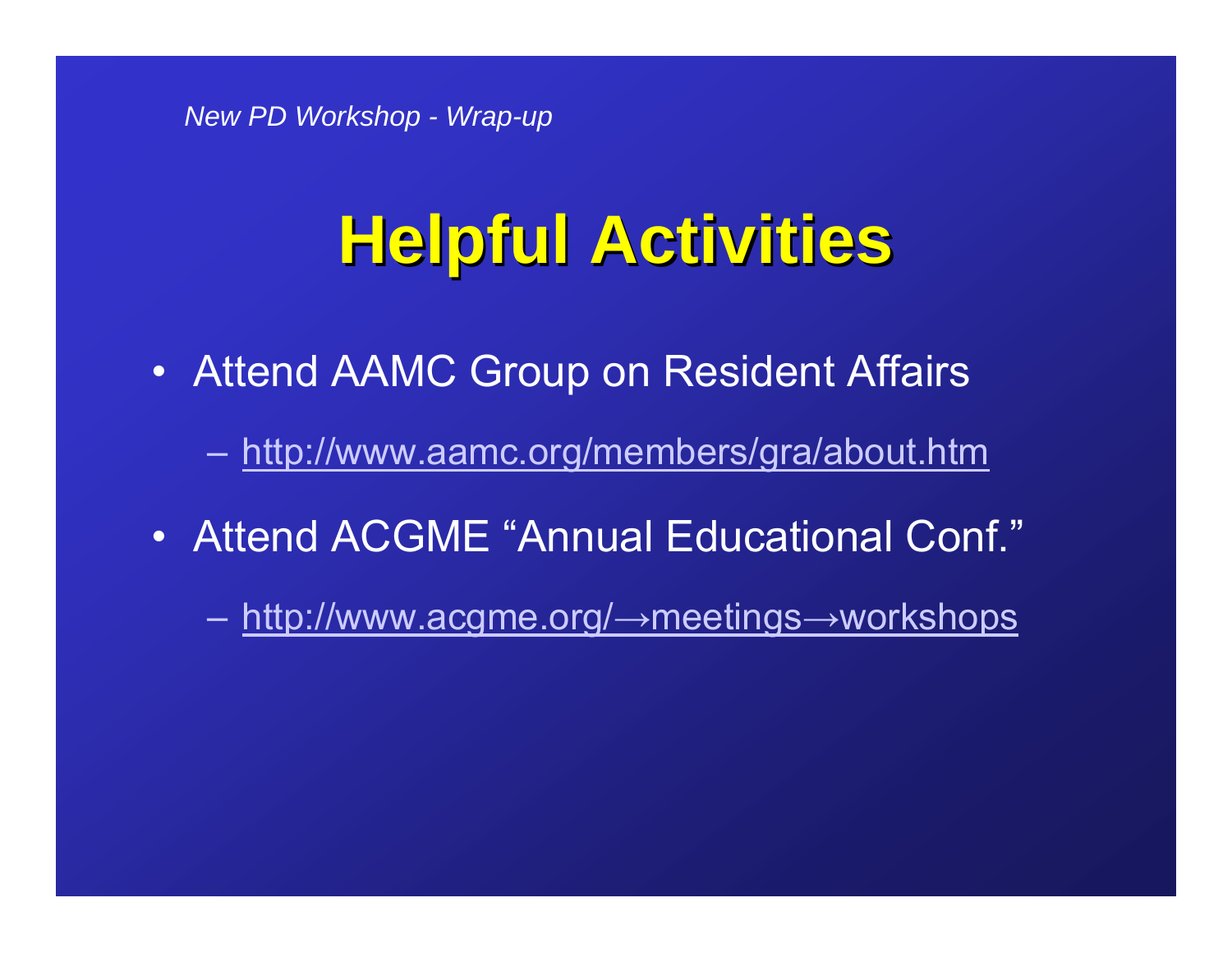*New PD Workshop - Wrap-up*

# Helpful Activities

- Attend AAMC Group on Resident Affairs
  - http://www.aamc.org/members/gra/about.htm
- Attend ACGME "Annual Educational Conf."
  - http://www.acgme.org/→meetings→workshops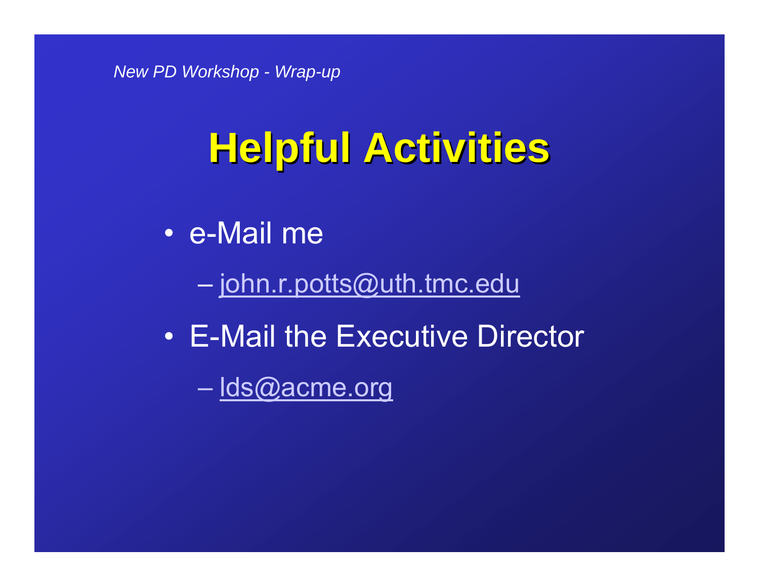# Helpful Activities

- e-Mail me
  - john.r.potts@uth.tmc.edu
- E-Mail the Executive Director
  - lds@acme.org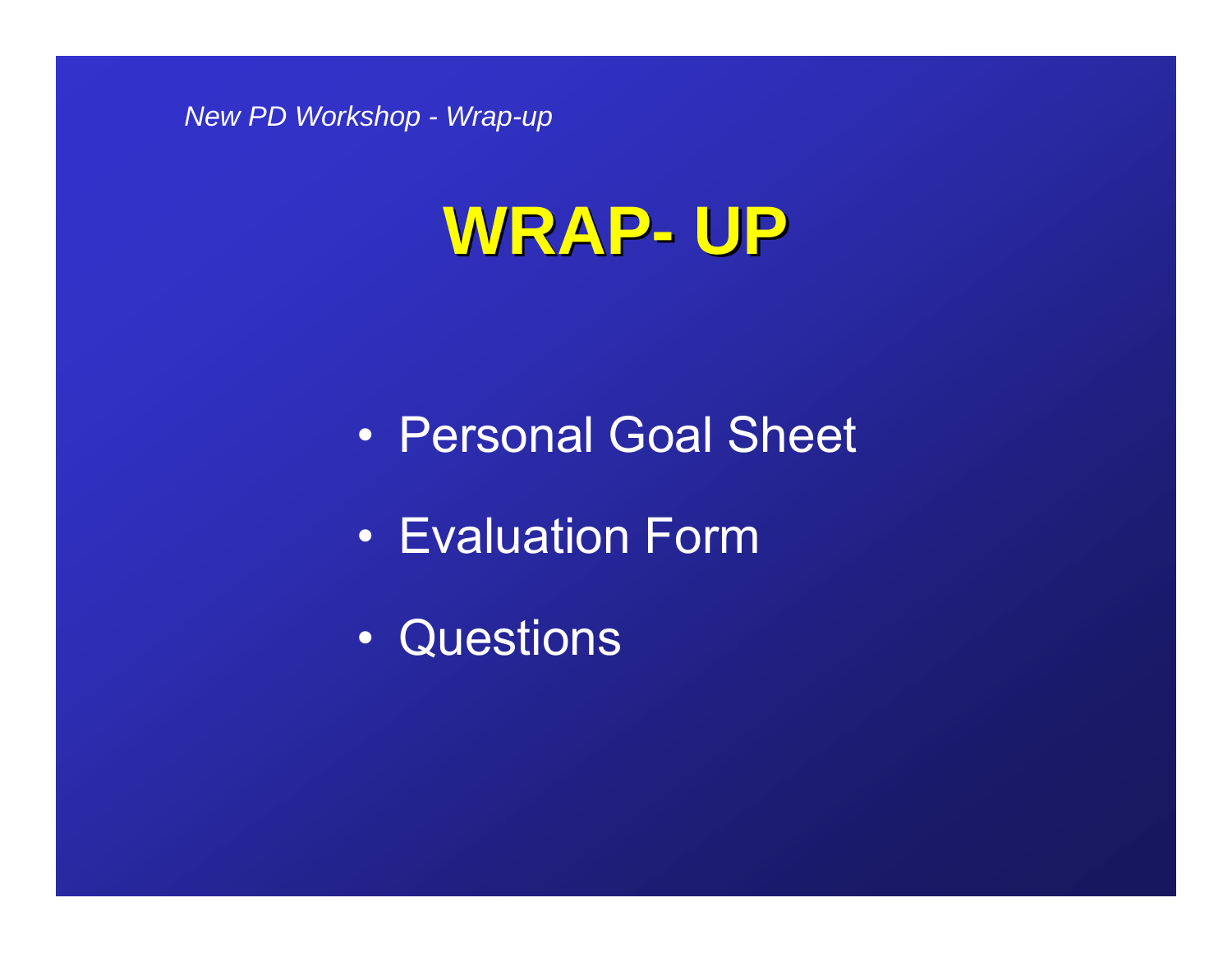*New PD Workshop - Wrap-up*

# WRAP- UP

- Personal Goal Sheet
- Evaluation Form
- Questions